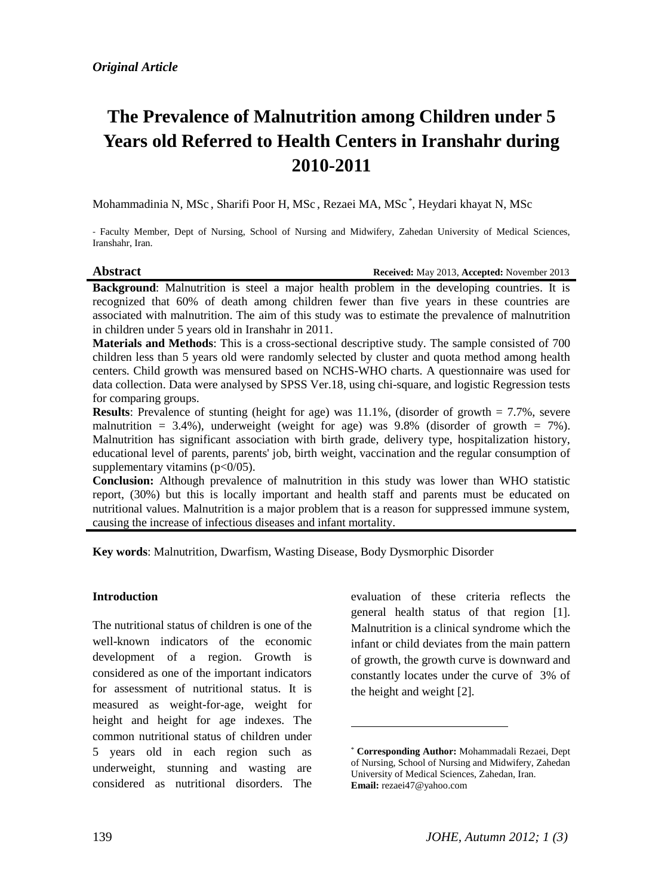*Original Article*

# The Prevalence of Malnutrition among Children under 5 Years old Referred to Health Centers in Iranshahr during 2010-2011

Mohammadinia N, MSc , Sharifi Poor H, MSc , Rezaei MA, MSc [*], Heydari khayat N, MSc

- Faculty Member, Dept of Nursing, School of Nursing and Midwifery, Zahedan University of Medical Sciences, Iranshahr, Iran.

## Abstract

**Received:** May 2013, **Accepted:** November 2013

**Background**: Malnutrition is steel a major health problem in the developing countries. It is recognized that 60% of death among children fewer than five years in these countries are associated with malnutrition. The aim of this study was to estimate the prevalence of malnutrition in children under 5 years old in Iranshahr in 2011.

**Materials and Methods**: This is a cross-sectional descriptive study. The sample consisted of 700 children less than 5 years old were randomly selected by cluster and quota method among health centers. Child growth was mensured based on NCHS-WHO charts. A questionnaire was used for data collection. Data were analysed by SPSS Ver.18, using chi-square, and logistic Regression tests for comparing groups.

**Results**: Prevalence of stunting (height for age) was 11.1%, (disorder of growth = 7.7%, severe malnutrition = 3.4%), underweight (weight for age) was 9.8% (disorder of growth = 7%). Malnutrition has significant association with birth grade, delivery type, hospitalization history, educational level of parents, parents' job, birth weight, vaccination and the regular consumption of supplementary vitamins (p<0/05).

**Conclusion:** Although prevalence of malnutrition in this study was lower than WHO statistic report, (30%) but this is locally important and health staff and parents must be educated on nutritional values. Malnutrition is a major problem that is a reason for suppressed immune system, causing the increase of infectious diseases and infant mortality.

**Key words**: Malnutrition, Dwarfism, Wasting Disease, Body Dysmorphic Disorder

## Introduction

The nutritional status of children is one of the well-known indicators of the economic development of a region. Growth is considered as one of the important indicators for assessment of nutritional status. It is measured as weight-for-age, weight for height and height for age indexes. The common nutritional status of children under 5 years old in each region such as underweight, stunning and wasting are considered as nutritional disorders. The evaluation of these criteria reflects the general health status of that region [1]. Malnutrition is a clinical syndrome which the infant or child deviates from the main pattern of growth, the growth curve is downward and constantly locates under the curve of 3% of the height and weight [2].

[*] **Corresponding Author:** Mohammadali Rezaei, Dept of Nursing, School of Nursing and Midwifery, Zahedan University of Medical Sciences, Zahedan, Iran. **Email:** rezaei47@yahoo.com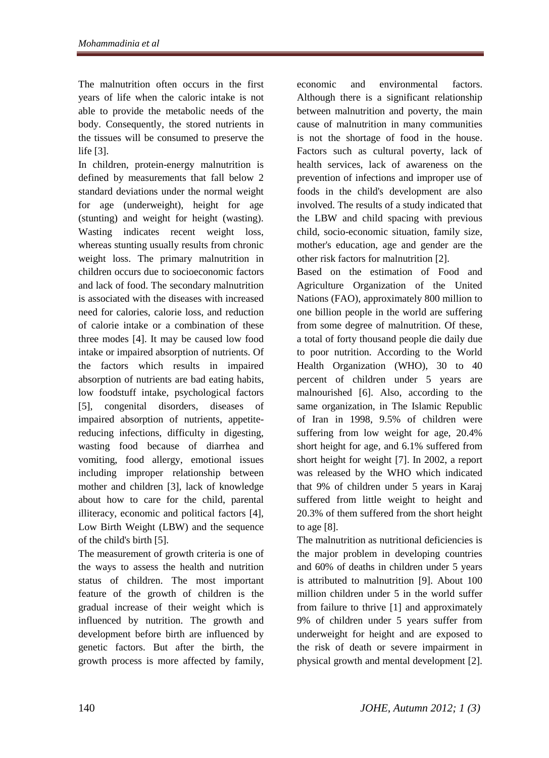The malnutrition often occurs in the first years of life when the caloric intake is not able to provide the metabolic needs of the body. Consequently, the stored nutrients in the tissues will be consumed to preserve the life [3].

In children, protein-energy malnutrition is defined by measurements that fall below 2 standard deviations under the normal weight for age (underweight), height for age (stunting) and weight for height (wasting). Wasting indicates recent weight loss, whereas stunting usually results from chronic weight loss. The primary malnutrition in children occurs due to socioeconomic factors and lack of food. The secondary malnutrition is associated with the diseases with increased need for calories, calorie loss, and reduction of calorie intake or a combination of these three modes [4]. It may be caused low food intake or impaired absorption of nutrients. Of the factors which results in impaired absorption of nutrients are bad eating habits, low foodstuff intake, psychological factors [5], congenital disorders, diseases of impaired absorption of nutrients, appetite-reducing infections, difficulty in digesting, wasting food because of diarrhea and vomiting, food allergy, emotional issues including improper relationship between mother and children [3], lack of knowledge about how to care for the child, parental illiteracy, economic and political factors [4], Low Birth Weight (LBW) and the sequence of the child's birth [5].

The measurement of growth criteria is one of the ways to assess the health and nutrition status of children. The most important feature of the growth of children is the gradual increase of their weight which is influenced by nutrition. The growth and development before birth are influenced by genetic factors. But after the birth, the growth process is more affected by family, economic and environmental factors. Although there is a significant relationship between malnutrition and poverty, the main cause of malnutrition in many communities is not the shortage of food in the house. Factors such as cultural poverty, lack of health services, lack of awareness on the prevention of infections and improper use of foods in the child's development are also involved. The results of a study indicated that the LBW and child spacing with previous child, socio-economic situation, family size, mother's education, age and gender are the other risk factors for malnutrition [2].

Based on the estimation of Food and Agriculture Organization of the United Nations (FAO), approximately 800 million to one billion people in the world are suffering from some degree of malnutrition. Of these, a total of forty thousand people die daily due to poor nutrition. According to the World Health Organization (WHO), 30 to 40 percent of children under 5 years are malnourished [6]. Also, according to the same organization, in The Islamic Republic of Iran in 1998, 9.5% of children were suffering from low weight for age, 20.4% short height for age, and 6.1% suffered from short height for weight [7]. In 2002, a report was released by the WHO which indicated that 9% of children under 5 years in Karaj suffered from little weight to height and 20.3% of them suffered from the short height to age [8].

The malnutrition as nutritional deficiencies is the major problem in developing countries and 60% of deaths in children under 5 years is attributed to malnutrition [9]. About 100 million children under 5 in the world suffer from failure to thrive [1] and approximately 9% of children under 5 years suffer from underweight for height and are exposed to the risk of death or severe impairment in physical growth and mental development [2].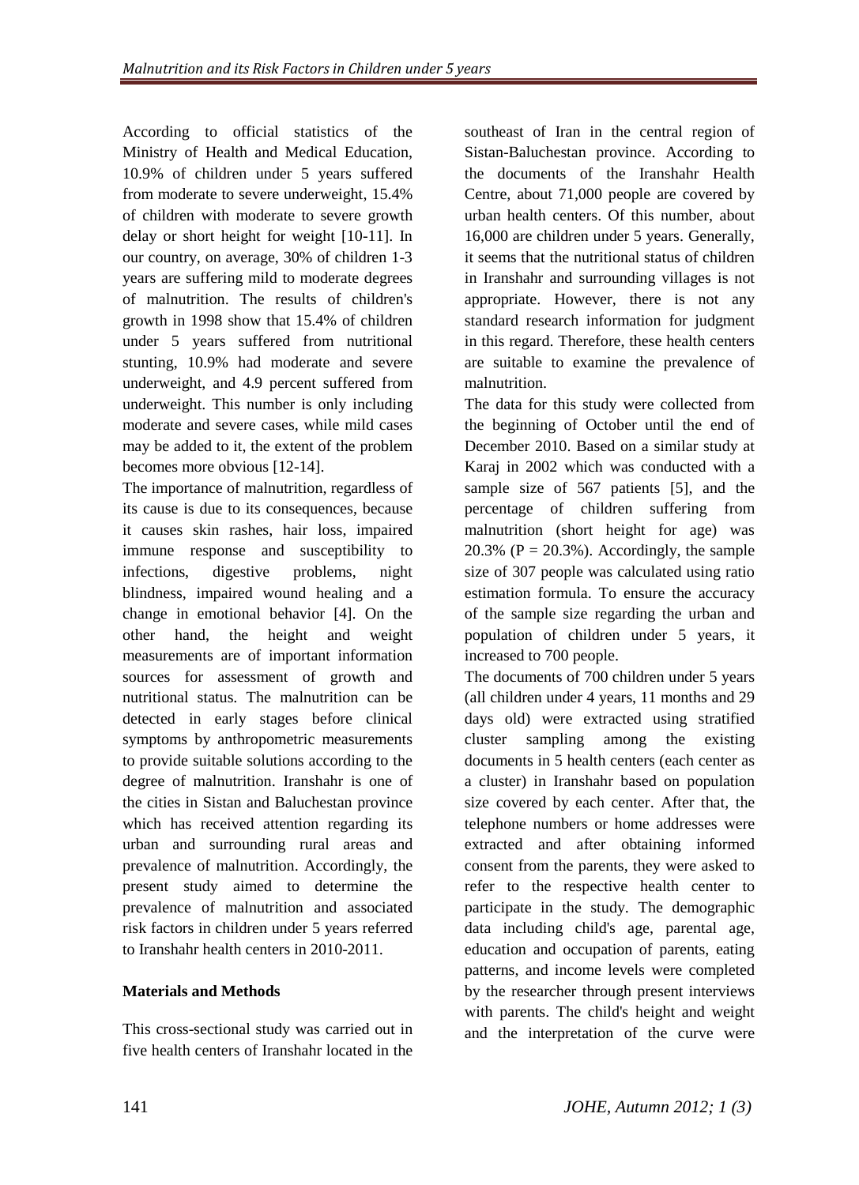According to official statistics of the Ministry of Health and Medical Education, 10.9% of children under 5 years suffered from moderate to severe underweight, 15.4% of children with moderate to severe growth delay or short height for weight [10-11]. In our country, on average, 30% of children 1-3 years are suffering mild to moderate degrees of malnutrition. The results of children's growth in 1998 show that 15.4% of children under 5 years suffered from nutritional stunting, 10.9% had moderate and severe underweight, and 4.9 percent suffered from underweight. This number is only including moderate and severe cases, while mild cases may be added to it, the extent of the problem becomes more obvious [12-14].

The importance of malnutrition, regardless of its cause is due to its consequences, because it causes skin rashes, hair loss, impaired immune response and susceptibility to infections, digestive problems, night blindness, impaired wound healing and a change in emotional behavior [4]. On the other hand, the height and weight measurements are of important information sources for assessment of growth and nutritional status. The malnutrition can be detected in early stages before clinical symptoms by anthropometric measurements to provide suitable solutions according to the degree of malnutrition. Iranshahr is one of the cities in Sistan and Baluchestan province which has received attention regarding its urban and surrounding rural areas and prevalence of malnutrition. Accordingly, the present study aimed to determine the prevalence of malnutrition and associated risk factors in children under 5 years referred to Iranshahr health centers in 2010-2011.

## Materials and Methods

This cross-sectional study was carried out in five health centers of Iranshahr located in the southeast of Iran in the central region of Sistan-Baluchestan province. According to the documents of the Iranshahr Health Centre, about 71,000 people are covered by urban health centers. Of this number, about 16,000 are children under 5 years. Generally, it seems that the nutritional status of children in Iranshahr and surrounding villages is not appropriate. However, there is not any standard research information for judgment in this regard. Therefore, these health centers are suitable to examine the prevalence of malnutrition.

The data for this study were collected from the beginning of October until the end of December 2010. Based on a similar study at Karaj in 2002 which was conducted with a sample size of 567 patients [5], and the percentage of children suffering from malnutrition (short height for age) was 20.3% (P = 20.3%). Accordingly, the sample size of 307 people was calculated using ratio estimation formula. To ensure the accuracy of the sample size regarding the urban and population of children under 5 years, it increased to 700 people.

The documents of 700 children under 5 years (all children under 4 years, 11 months and 29 days old) were extracted using stratified cluster sampling among the existing documents in 5 health centers (each center as a cluster) in Iranshahr based on population size covered by each center. After that, the telephone numbers or home addresses were extracted and after obtaining informed consent from the parents, they were asked to refer to the respective health center to participate in the study. The demographic data including child's age, parental age, education and occupation of parents, eating patterns, and income levels were completed by the researcher through present interviews with parents. The child's height and weight and the interpretation of the curve were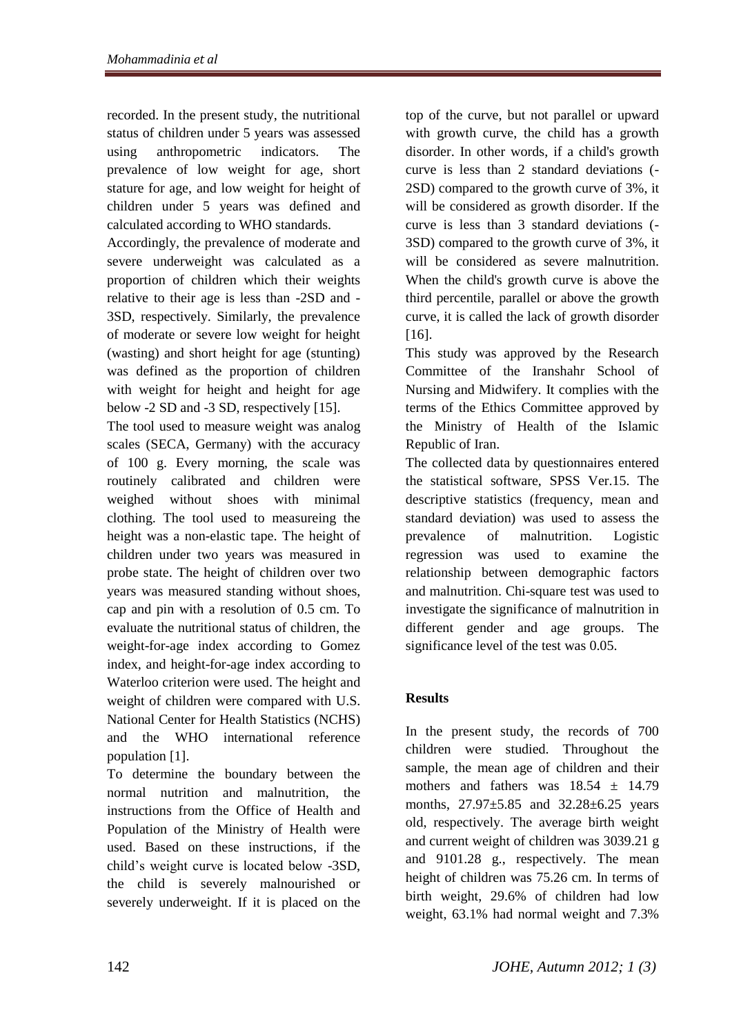recorded. In the present study, the nutritional status of children under 5 years was assessed using anthropometric indicators. The prevalence of low weight for age, short stature for age, and low weight for height of children under 5 years was defined and calculated according to WHO standards.

Accordingly, the prevalence of moderate and severe underweight was calculated as a proportion of children which their weights relative to their age is less than -2SD and -3SD, respectively. Similarly, the prevalence of moderate or severe low weight for height (wasting) and short height for age (stunting) was defined as the proportion of children with weight for height and height for age below -2 SD and -3 SD, respectively [15].

The tool used to measure weight was analog scales (SECA, Germany) with the accuracy of 100 g. Every morning, the scale was routinely calibrated and children were weighed without shoes with minimal clothing. The tool used to measureing the height was a non-elastic tape. The height of children under two years was measured in probe state. The height of children over two years was measured standing without shoes, cap and pin with a resolution of 0.5 cm. To evaluate the nutritional status of children, the weight-for-age index according to Gomez index, and height-for-age index according to Waterloo criterion were used. The height and weight of children were compared with U.S. National Center for Health Statistics (NCHS) and the WHO international reference population [1].

To determine the boundary between the normal nutrition and malnutrition, the instructions from the Office of Health and Population of the Ministry of Health were used. Based on these instructions, if the child's weight curve is located below -3SD, the child is severely malnourished or severely underweight. If it is placed on the top of the curve, but not parallel or upward with growth curve, the child has a growth disorder. In other words, if a child's growth curve is less than 2 standard deviations (-2SD) compared to the growth curve of 3%, it will be considered as growth disorder. If the curve is less than 3 standard deviations (-3SD) compared to the growth curve of 3%, it will be considered as severe malnutrition. When the child's growth curve is above the third percentile, parallel or above the growth curve, it is called the lack of growth disorder [16].

This study was approved by the Research Committee of the Iranshahr School of Nursing and Midwifery. It complies with the terms of the Ethics Committee approved by the Ministry of Health of the Islamic Republic of Iran.

The collected data by questionnaires entered the statistical software, SPSS Ver.15. The descriptive statistics (frequency, mean and standard deviation) was used to assess the prevalence of malnutrition. Logistic regression was used to examine the relationship between demographic factors and malnutrition. Chi-square test was used to investigate the significance of malnutrition in different gender and age groups. The significance level of the test was 0.05.

## Results

In the present study, the records of 700 children were studied. Throughout the sample, the mean age of children and their mothers and fathers was $18.54 \pm 14.79$ months, $27.97 \pm 5.85$ and $32.28 \pm 6.25$ years old, respectively. The average birth weight and current weight of children was 3039.21 g and 9101.28 g., respectively. The mean height of children was 75.26 cm. In terms of birth weight, 29.6% of children had low weight, 63.1% had normal weight and 7.3%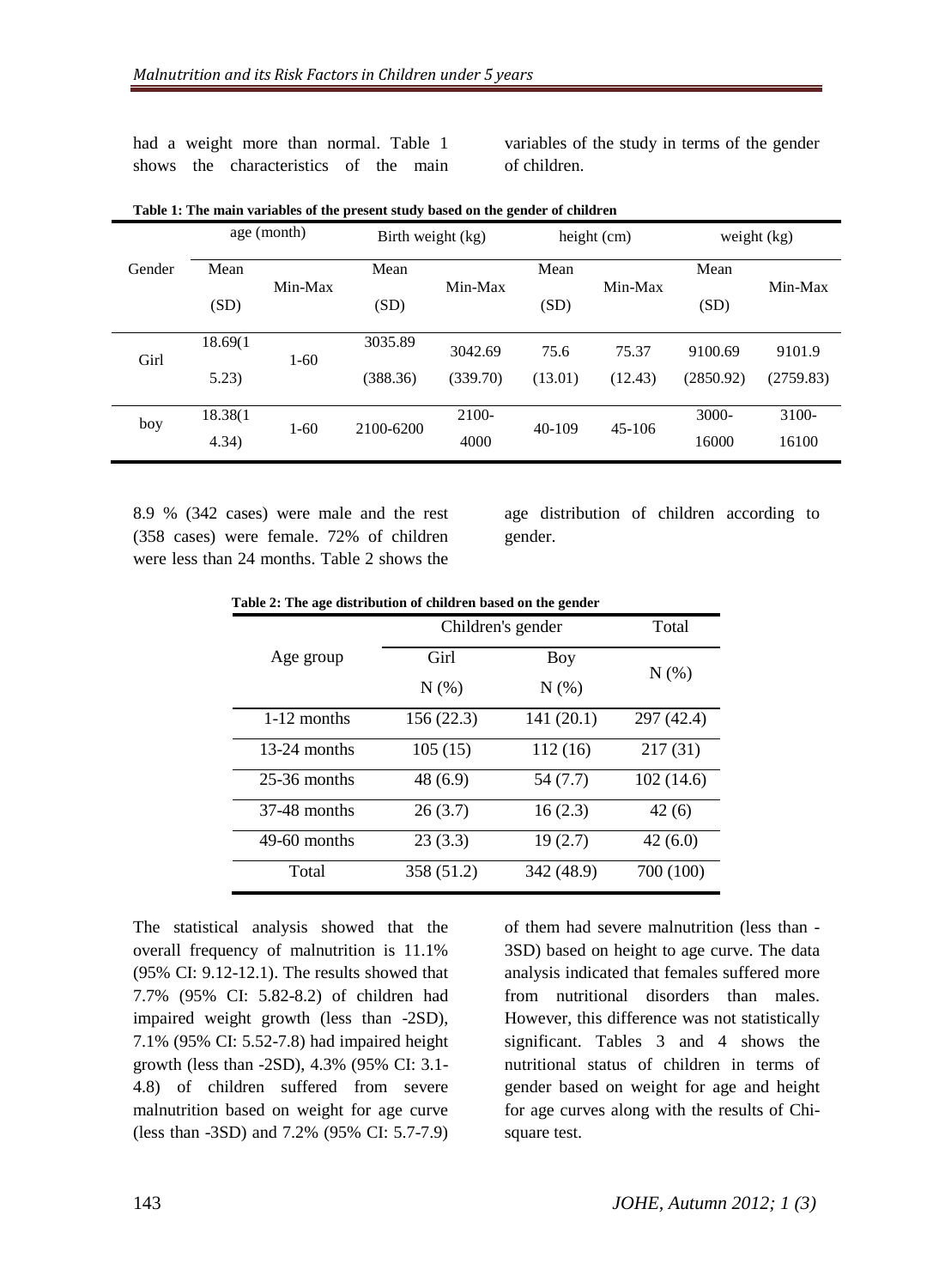had a weight more than normal. Table 1 shows the characteristics of the main variables of the study in terms of the gender of children.

**Table 1: The main variables of the present study based on the gender of children**

| Gender | age (month) | | Birth weight (kg) | | height (cm) | | weight (kg) | |
|---|---|---|---|---|---|---|---|---|
| | Mean (SD) | Min-Max | Mean (SD) | Min-Max | Mean (SD) | Min-Max | Mean (SD) | Min-Max |
| Girl | 18.69(15.23) | 1-60 | 3035.89 (388.36) | 3042.69 (339.70) | 75.6 (13.01) | 75.37 (12.43) | 9100.69 (2850.92) | 9101.9 (2759.83) |
| boy | 18.38(14.34) | 1-60 | 2100-6200 | 2100-4000 | 40-109 | 45-106 | 3000-16000 | 3100-16100 |

8.9 % (342 cases) were male and the rest (358 cases) were female. 72% of children were less than 24 months. Table 2 shows the age distribution of children according to gender.

**Table 2: The age distribution of children based on the gender**

| Age group | Children's gender | | Total |
|---|---|---|---|
| | Girl N (%) | Boy N (%) | N (%) |
| 1-12 months | 156 (22.3) | 141 (20.1) | 297 (42.4) |
| 13-24 months | 105 (15) | 112 (16) | 217 (31) |
| 25-36 months | 48 (6.9) | 54 (7.7) | 102 (14.6) |
| 37-48 months | 26 (3.7) | 16 (2.3) | 42 (6) |
| 49-60 months | 23 (3.3) | 19 (2.7) | 42 (6.0) |
| Total | 358 (51.2) | 342 (48.9) | 700 (100) |

The statistical analysis showed that the overall frequency of malnutrition is 11.1% (95% CI: 9.12-12.1). The results showed that 7.7% (95% CI: 5.82-8.2) of children had impaired weight growth (less than -2SD), 7.1% (95% CI: 5.52-7.8) had impaired height growth (less than -2SD), 4.3% (95% CI: 3.1-4.8) of children suffered from severe malnutrition based on weight for age curve (less than -3SD) and 7.2% (95% CI: 5.7-7.9) of them had severe malnutrition (less than -3SD) based on height to age curve. The data analysis indicated that females suffered more from nutritional disorders than males. However, this difference was not statistically significant. Tables 3 and 4 shows the nutritional status of children in terms of gender based on weight for age and height for age curves along with the results of Chi-square test.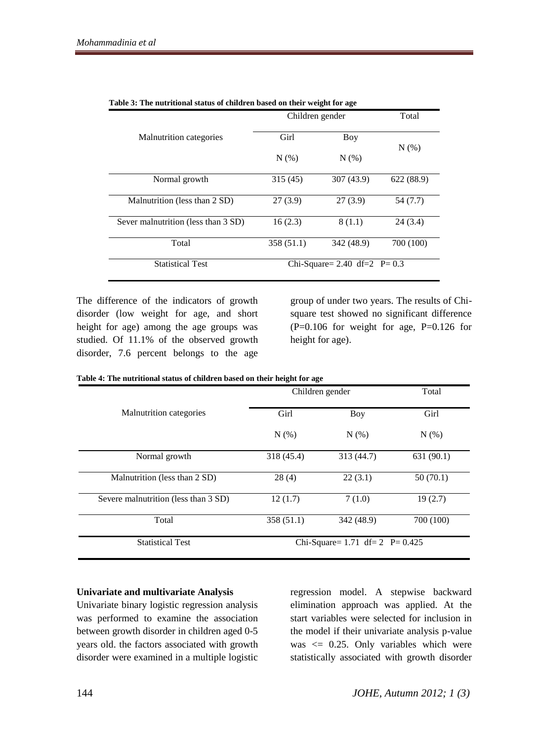**Table 3: The nutritional status of children based on their weight for age**

| Malnutrition categories | Children gender | | Total |
|---|---|---|---|
| | Girl | Boy | N (%) |
| | N (%) | N (%) | |
| Normal growth | 315 (45) | 307 (43.9) | 622 (88.9) |
| Malnutrition (less than 2 SD) | 27 (3.9) | 27 (3.9) | 54 (7.7) |
| Sever malnutrition (less than 3 SD) | 16 (2.3) | 8 (1.1) | 24 (3.4) |
| Total | 358 (51.1) | 342 (48.9) | 700 (100) |
| Statistical Test | Chi-Square= 2.40 df=2 P= 0.3 | | |

The difference of the indicators of growth disorder (low weight for age, and short height for age) among the age groups was studied. Of 11.1% of the observed growth disorder, 7.6 percent belongs to the age group of under two years. The results of Chi-square test showed no significant difference (P=0.106 for weight for age, P=0.126 for height for age).

**Table 4: The nutritional status of children based on their height for age**

| Malnutrition categories | Children gender | | Total |
|---|---|---|---|
| | Girl | Boy | Girl |
| | N (%) | N (%) | N (%) |
| Normal growth | 318 (45.4) | 313 (44.7) | 631 (90.1) |
| Malnutrition (less than 2 SD) | 28 (4) | 22 (3.1) | 50 (70.1) |
| Severe malnutrition (less than 3 SD) | 12 (1.7) | 7 (1.0) | 19 (2.7) |
| Total | 358 (51.1) | 342 (48.9) | 700 (100) |
| Statistical Test | Chi-Square= 1.71 df= 2 P= 0.425 | | |

**Univariate and multivariate Analysis**

Univariate binary logistic regression analysis was performed to examine the association between growth disorder in children aged 0-5 years old. the factors associated with growth disorder were examined in a multiple logistic regression model. A stepwise backward elimination approach was applied. At the start variables were selected for inclusion in the model if their univariate analysis p-value was <= 0.25. Only variables which were statistically associated with growth disorder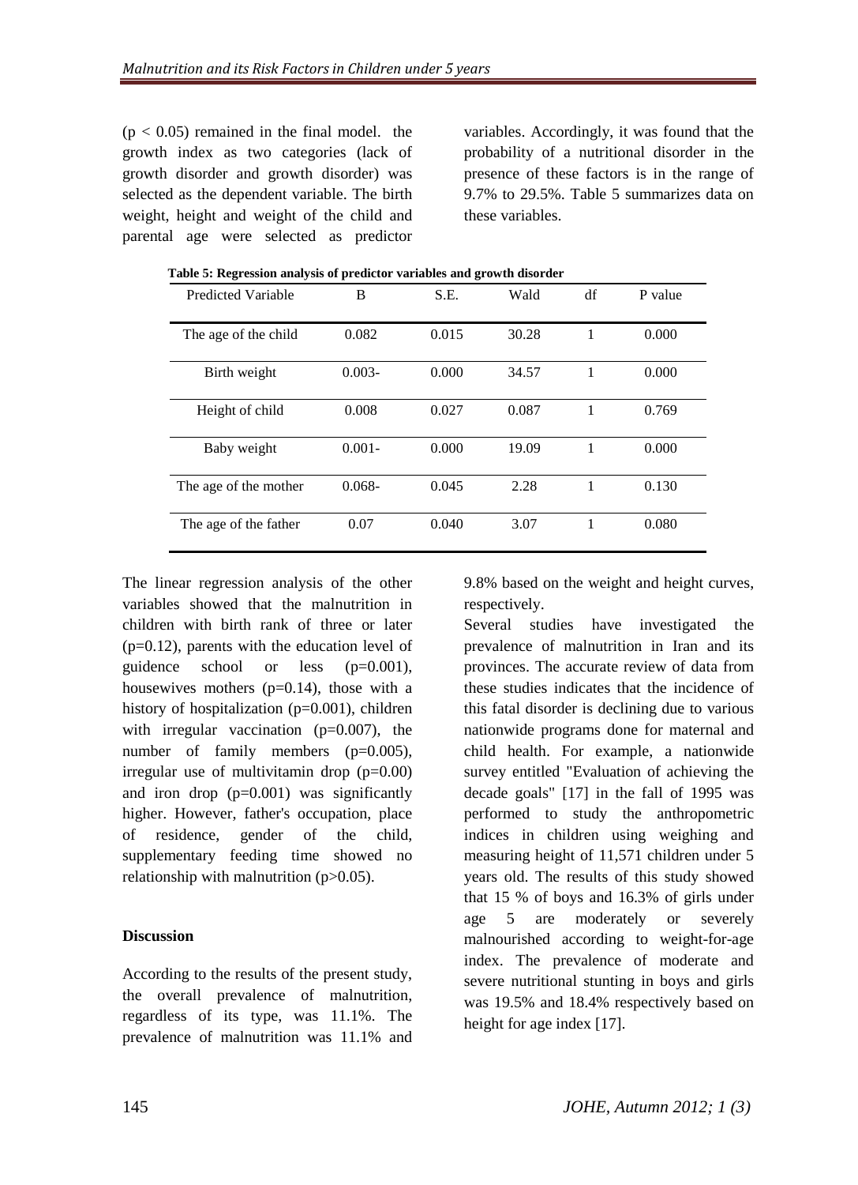($p < 0.05$) remained in the final model. the growth index as two categories (lack of growth disorder and growth disorder) was selected as the dependent variable. The birth weight, height and weight of the child and parental age were selected as predictor variables. Accordingly, it was found that the probability of a nutritional disorder in the presence of these factors is in the range of 9.7% to 29.5%. Table 5 summarizes data on these variables.

**Table 5: Regression analysis of predictor variables and growth disorder**

| Predicted Variable | B | S.E. | Wald | df | P value |
|---|---|---|---|---|---|
| The age of the child | 0.082 | 0.015 | 30.28 | 1 | 0.000 |
| Birth weight | 0.003- | 0.000 | 34.57 | 1 | 0.000 |
| Height of child | 0.008 | 0.027 | 0.087 | 1 | 0.769 |
| Baby weight | 0.001- | 0.000 | 19.09 | 1 | 0.000 |
| The age of the mother | 0.068- | 0.045 | 2.28 | 1 | 0.130 |
| The age of the father | 0.07 | 0.040 | 3.07 | 1 | 0.080 |

The linear regression analysis of the other variables showed that the malnutrition in children with birth rank of three or later (p=0.12), parents with the education level of guidence school or less (p=0.001), housewives mothers (p=0.14), those with a history of hospitalization (p=0.001), children with irregular vaccination (p=0.007), the number of family members (p=0.005), irregular use of multivitamin drop (p=0.00) and iron drop (p=0.001) was significantly higher. However, father's occupation, place of residence, gender of the child, supplementary feeding time showed no relationship with malnutrition ($p>0.05$).

## Discussion

According to the results of the present study, the overall prevalence of malnutrition, regardless of its type, was 11.1%. The prevalence of malnutrition was 11.1% and 9.8% based on the weight and height curves, respectively.

Several studies have investigated the prevalence of malnutrition in Iran and its provinces. The accurate review of data from these studies indicates that the incidence of this fatal disorder is declining due to various nationwide programs done for maternal and child health. For example, a nationwide survey entitled "Evaluation of achieving the decade goals" [17] in the fall of 1995 was performed to study the anthropometric indices in children using weighing and measuring height of 11,571 children under 5 years old. The results of this study showed that 15 % of boys and 16.3% of girls under age 5 are moderately or severely malnourished according to weight-for-age index. The prevalence of moderate and severe nutritional stunting in boys and girls was 19.5% and 18.4% respectively based on height for age index [17].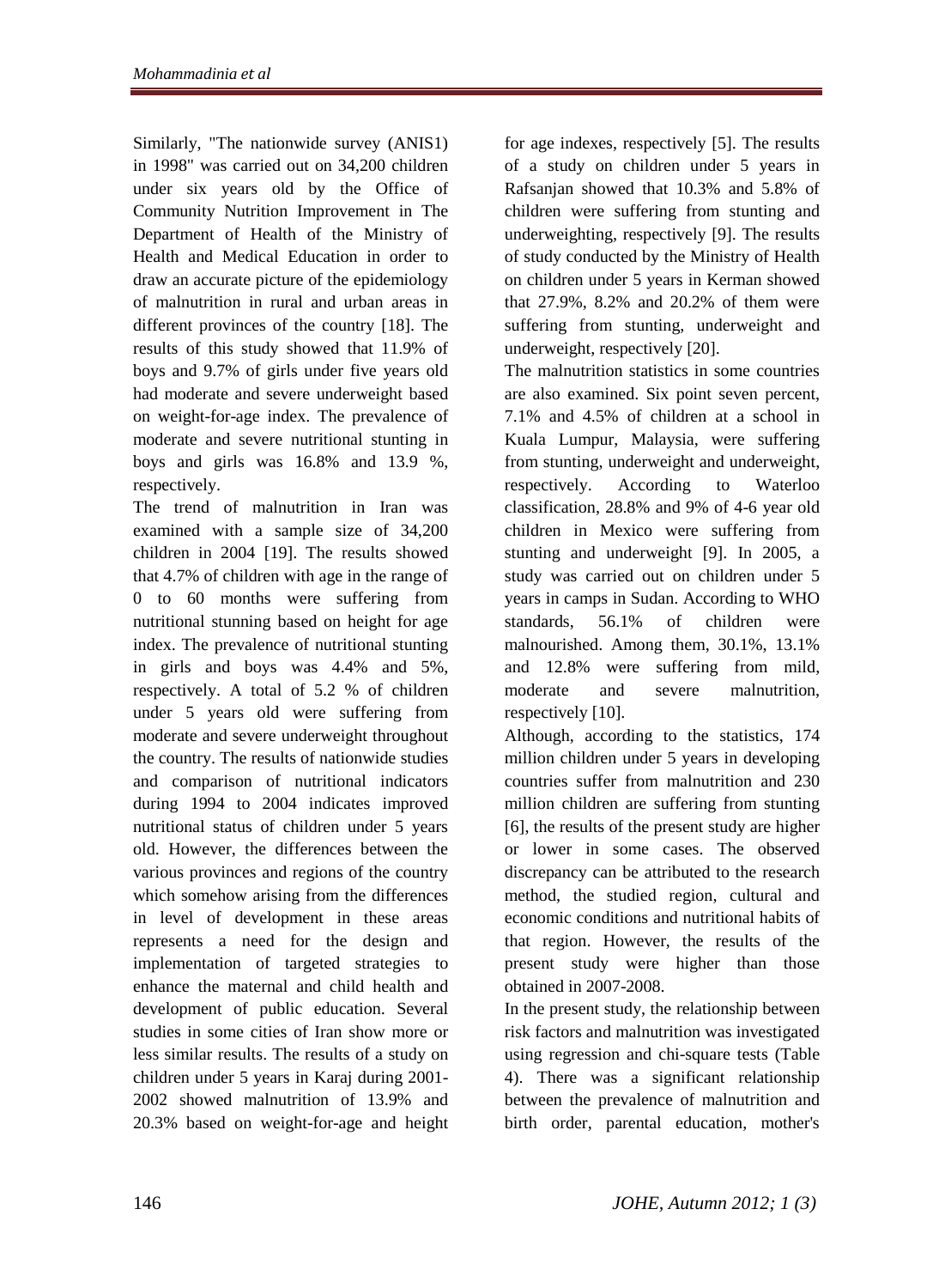Similarly, "The nationwide survey (ANIS1) in 1998" was carried out on 34,200 children under six years old by the Office of Community Nutrition Improvement in The Department of Health of the Ministry of Health and Medical Education in order to draw an accurate picture of the epidemiology of malnutrition in rural and urban areas in different provinces of the country [18]. The results of this study showed that 11.9% of boys and 9.7% of girls under five years old had moderate and severe underweight based on weight-for-age index. The prevalence of moderate and severe nutritional stunting in boys and girls was 16.8% and 13.9 %, respectively.

The trend of malnutrition in Iran was examined with a sample size of 34,200 children in 2004 [19]. The results showed that 4.7% of children with age in the range of 0 to 60 months were suffering from nutritional stunning based on height for age index. The prevalence of nutritional stunting in girls and boys was 4.4% and 5%, respectively. A total of 5.2 % of children under 5 years old were suffering from moderate and severe underweight throughout the country. The results of nationwide studies and comparison of nutritional indicators during 1994 to 2004 indicates improved nutritional status of children under 5 years old. However, the differences between the various provinces and regions of the country which somehow arising from the differences in level of development in these areas represents a need for the design and implementation of targeted strategies to enhance the maternal and child health and development of public education. Several studies in some cities of Iran show more or less similar results. The results of a study on children under 5 years in Karaj during 2001-2002 showed malnutrition of 13.9% and 20.3% based on weight-for-age and height for age indexes, respectively [5]. The results of a study on children under 5 years in Rafsanjan showed that 10.3% and 5.8% of children were suffering from stunting and underweighting, respectively [9]. The results of study conducted by the Ministry of Health on children under 5 years in Kerman showed that 27.9%, 8.2% and 20.2% of them were suffering from stunting, underweight and underweight, respectively [20].

The malnutrition statistics in some countries are also examined. Six point seven percent, 7.1% and 4.5% of children at a school in Kuala Lumpur, Malaysia, were suffering from stunting, underweight and underweight, respectively. According to Waterloo classification, 28.8% and 9% of 4-6 year old children in Mexico were suffering from stunting and underweight [9]. In 2005, a study was carried out on children under 5 years in camps in Sudan. According to WHO standards, 56.1% of children were malnourished. Among them, 30.1%, 13.1% and 12.8% were suffering from mild, moderate and severe malnutrition, respectively [10].

Although, according to the statistics, 174 million children under 5 years in developing countries suffer from malnutrition and 230 million children are suffering from stunting [6], the results of the present study are higher or lower in some cases. The observed discrepancy can be attributed to the research method, the studied region, cultural and economic conditions and nutritional habits of that region. However, the results of the present study were higher than those obtained in 2007-2008.

In the present study, the relationship between risk factors and malnutrition was investigated using regression and chi-square tests (Table 4). There was a significant relationship between the prevalence of malnutrition and birth order, parental education, mother's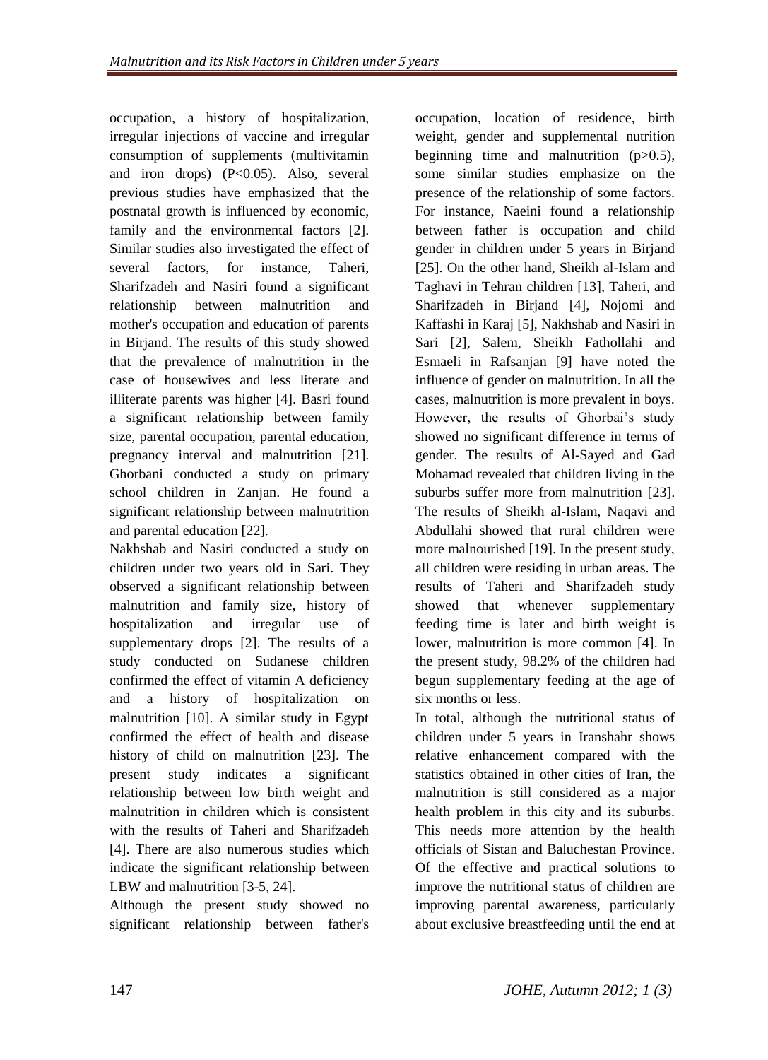occupation, a history of hospitalization, irregular injections of vaccine and irregular consumption of supplements (multivitamin and iron drops) ($P<0.05$). Also, several previous studies have emphasized that the postnatal growth is influenced by economic, family and the environmental factors [2]. Similar studies also investigated the effect of several factors, for instance, Taheri, Sharifzadeh and Nasiri found a significant relationship between malnutrition and mother's occupation and education of parents in Birjand. The results of this study showed that the prevalence of malnutrition in the case of housewives and less literate and illiterate parents was higher [4]. Basri found a significant relationship between family size, parental occupation, parental education, pregnancy interval and malnutrition [21]. Ghorbani conducted a study on primary school children in Zanjan. He found a significant relationship between malnutrition and parental education [22].

Nakhshab and Nasiri conducted a study on children under two years old in Sari. They observed a significant relationship between malnutrition and family size, history of hospitalization and irregular use of supplementary drops [2]. The results of a study conducted on Sudanese children confirmed the effect of vitamin A deficiency and a history of hospitalization on malnutrition [10]. A similar study in Egypt confirmed the effect of health and disease history of child on malnutrition [23]. The present study indicates a significant relationship between low birth weight and malnutrition in children which is consistent with the results of Taheri and Sharifzadeh [4]. There are also numerous studies which indicate the significant relationship between LBW and malnutrition [3-5, 24].

Although the present study showed no significant relationship between father's occupation, location of residence, birth weight, gender and supplemental nutrition beginning time and malnutrition ($p>0.5$), some similar studies emphasize on the presence of the relationship of some factors. For instance, Naeini found a relationship between father is occupation and child gender in children under 5 years in Birjand [25]. On the other hand, Sheikh al-Islam and Taghavi in Tehran children [13], Taheri, and Sharifzadeh in Birjand [4], Nojomi and Kaffashi in Karaj [5], Nakhshab and Nasiri in Sari [2], Salem, Sheikh Fathollahi and Esmaeli in Rafsanjan [9] have noted the influence of gender on malnutrition. In all the cases, malnutrition is more prevalent in boys. However, the results of Ghorbai's study showed no significant difference in terms of gender. The results of Al-Sayed and Gad Mohamad revealed that children living in the suburbs suffer more from malnutrition [23]. The results of Sheikh al-Islam, Naqavi and Abdullahi showed that rural children were more malnourished [19]. In the present study, all children were residing in urban areas. The results of Taheri and Sharifzadeh study showed that whenever supplementary feeding time is later and birth weight is lower, malnutrition is more common [4]. In the present study, 98.2% of the children had begun supplementary feeding at the age of six months or less.

In total, although the nutritional status of children under 5 years in Iranshahr shows relative enhancement compared with the statistics obtained in other cities of Iran, the malnutrition is still considered as a major health problem in this city and its suburbs. This needs more attention by the health officials of Sistan and Baluchestan Province. Of the effective and practical solutions to improve the nutritional status of children are improving parental awareness, particularly about exclusive breastfeeding until the end at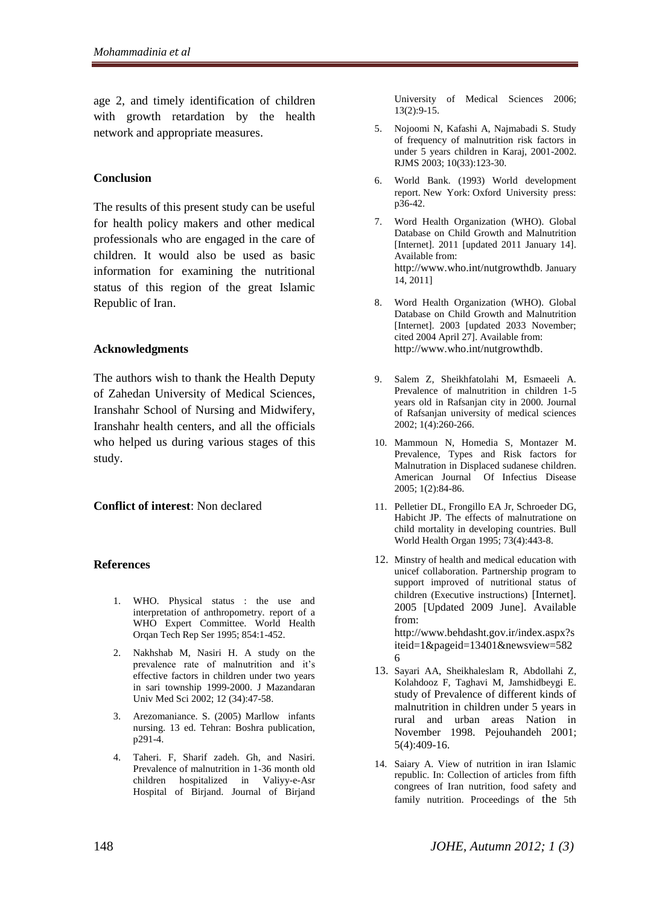age 2, and timely identification of children with growth retardation by the health network and appropriate measures.

## Conclusion

The results of this present study can be useful for health policy makers and other medical professionals who are engaged in the care of children. It would also be used as basic information for examining the nutritional status of this region of the great Islamic Republic of Iran.

## Acknowledgments

The authors wish to thank the Health Deputy of Zahedan University of Medical Sciences, Iranshahr School of Nursing and Midwifery, Iranshahr health centers, and all the officials who helped us during various stages of this study.

**Conflict of interest**: Non declared

## References

1. WHO. Physical status : the use and interpretation of anthropometry. report of a WHO Expert Committee. World Health Orqan Tech Rep Ser 1995; 854:1-452.
2. Nakhshab M, Nasiri H. A study on the prevalence rate of malnutrition and it's effective factors in children under two years in sari township 1999-2000. J Mazandaran Univ Med Sci 2002; 12 (34):47-58.
3. Arezomaniance. S. (2005) Marllow infants nursing. 13 ed. Tehran: Boshra publication, p291-4.
4. Taheri. F, Sharif zadeh. Gh, and Nasiri. Prevalence of malnutrition in 1-36 month old children hospitalized in Valiyy-e-Asr Hospital of Birjand. Journal of Birjand University of Medical Sciences 2006; 13(2):9-15.
5. Nojoomi N, Kafashi A, Najmabadi S. Study of frequency of malnutrition risk factors in under 5 years children in Karaj, 2001-2002. RJMS 2003; 10(33):123-30.
6. World Bank. (1993) World development report. New York: Oxford University press: p36-42.
7. Word Health Organization (WHO). Global Database on Child Growth and Malnutrition [Internet]. 2011 [updated 2011 January 14]. Available from: http://www.who.int/nutgrowthdb. January 14, 2011]
8. Word Health Organization (WHO). Global Database on Child Growth and Malnutrition [Internet]. 2003 [updated 2033 November; cited 2004 April 27]. Available from: http://www.who.int/nutgrowthdb.
9. Salem Z, Sheikhfatolahi M, Esmaeeli A. Prevalence of malnutrition in children 1-5 years old in Rafsanjan city in 2000. Journal of Rafsanjan university of medical sciences 2002; 1(4):260-266.
10. Mammoun N, Homedia S, Montazer M. Prevalence, Types and Risk factors for Malnutration in Displaced sudanese children. American Journal Of Infectius Disease 2005; 1(2):84-86.
11. Pelletier DL, Frongillo EA Jr, Schroeder DG, Habicht JP. The effects of malnutratione on child mortality in developing countries. Bull World Health Organ 1995; 73(4):443-8.
12. Minstry of health and medical education with unicef collaboration. Partnership program to support improved of nutritional status of children (Executive instructions) [Internet]. 2005 [Updated 2009 June]. Available from: http://www.behdasht.gov.ir/index.aspx?siteid=1&pageid=13401&newsview=5826
13. Sayari AA, Sheikhaleslam R, Abdollahi Z, Kolahdooz F, Taghavi M, Jamshidbeygi E. study of Prevalence of different kinds of malnutrition in children under 5 years in rural and urban areas Nation in November 1998. Pejouhandeh 2001; 5(4):409-16.
14. Saiary A. View of nutrition in iran Islamic republic. In: Collection of articles from fifth congrees of Iran nutrition, food safety and family nutrition. Proceedings of the 5th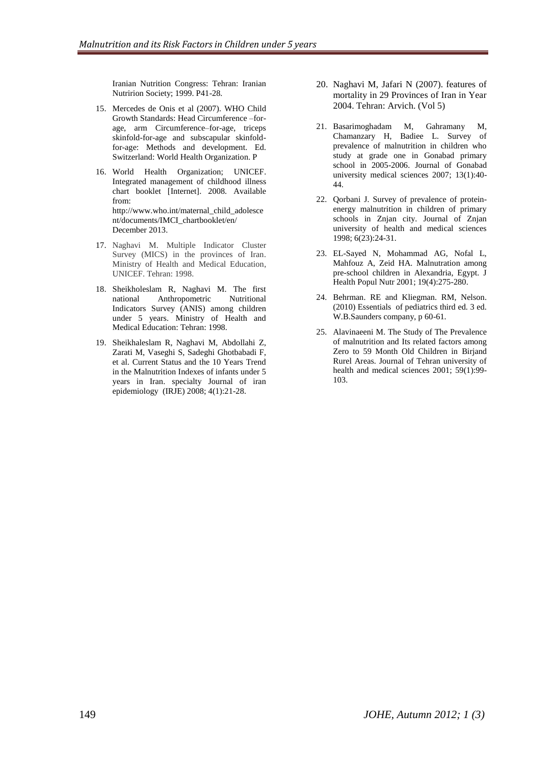Iranian Nutrition Congress: Tehran: Iranian Nutririon Society; 1999. P41-28.

15. Mercedes de Onis et al (2007). WHO Child Growth Standards: Head Circumference –for-age, arm Circumference–for-age, triceps skinfold-for-age and subscapular skinfold-for-age: Methods and development. Ed. Switzerland: World Health Organization. P

16. World Health Organization; UNICEF. Integrated management of childhood illness chart booklet [Internet]. 2008. Available from: http://www.who.int/maternal_child_adolescent/documents/IMCI_chartbooklet/en/ December 2013.

17. Naghavi M. Multiple Indicator Cluster Survey (MICS) in the provinces of Iran. Ministry of Health and Medical Education, UNICEF. Tehran: 1998.

18. Sheikholeslam R, Naghavi M. The first national Anthropometric Nutritional Indicators Survey (ANIS) among children under 5 years. Ministry of Health and Medical Education: Tehran: 1998.

19. Sheikhaleslam R, Naghavi M, Abdollahi Z, Zarati M, Vaseghi S, Sadeghi Ghotbabadi F, et al. Current Status and the 10 Years Trend in the Malnutrition Indexes of infants under 5 years in Iran. specialty Journal of iran epidemiology (IRJE) 2008; 4(1):21-28.

20. Naghavi M, Jafari N (2007). features of mortality in 29 Provinces of Iran in Year 2004. Tehran: Arvich. (Vol 5)

21. Basarimoghadam M, Gahramany M, Chamanzary H, Badiee L. Survey of prevalence of malnutrition in children who study at grade one in Gonabad primary school in 2005-2006. Journal of Gonabad university medical sciences 2007; 13(1):40-44.

22. Qorbani J. Survey of prevalence of protein-energy malnutrition in children of primary schools in Znjan city. Journal of Znjan university of health and medical sciences 1998; 6(23):24-31.

23. EL-Sayed N, Mohammad AG, Nofal L, Mahfouz A, Zeid HA. Malnutration among pre-school children in Alexandria, Egypt. J Health Popul Nutr 2001; 19(4):275-280.

24. Behrman. RE and Kliegman. RM, Nelson. (2010) Essentials of pediatrics third ed. 3 ed. W.B.Saunders company, p 60-61.

25. Alavinaeeni M. The Study of The Prevalence of malnutrition and Its related factors among Zero to 59 Month Old Children in Birjand Rurel Areas. Journal of Tehran university of health and medical sciences 2001; 59(1):99-103.